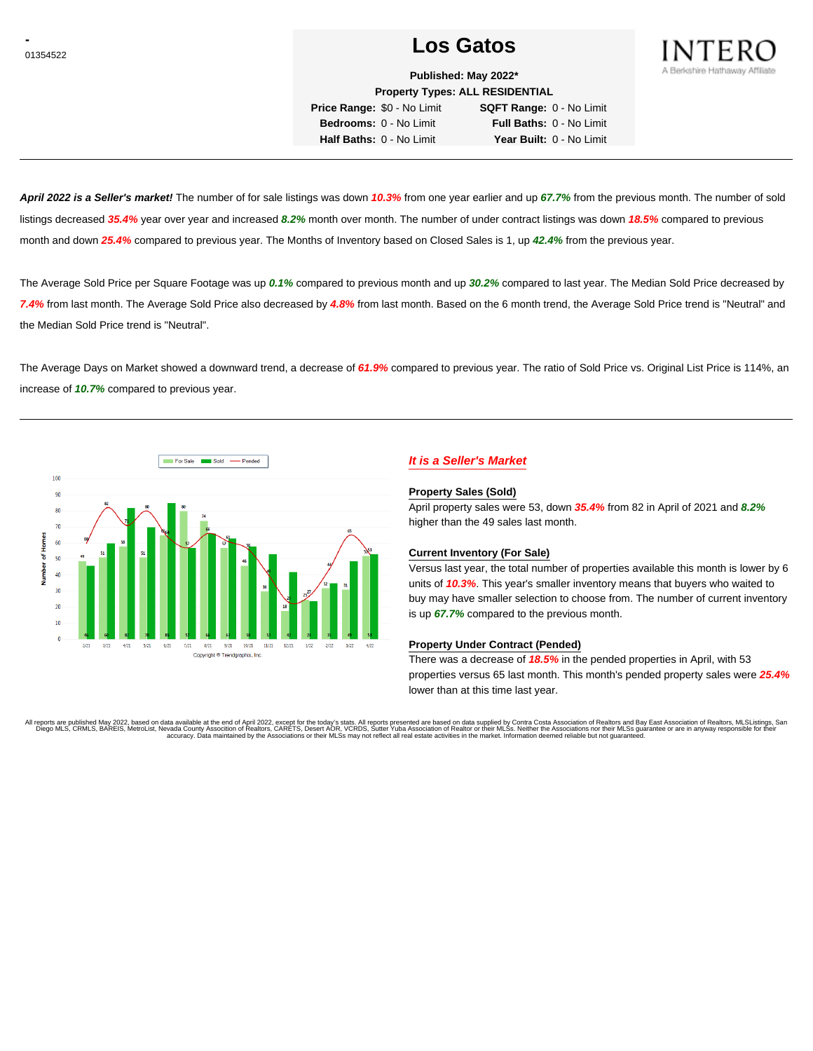-
01354522

# Los Gatos

**Published: May 2022***

**Property Types: ALL RESIDENTIAL**

| | | | |
|---|---|---|---|
| **Price Range:** | $0 - No Limit | **SQFT Range:** | 0 - No Limit |
| **Bedrooms:** | 0 - No Limit | **Full Baths:** | 0 - No Limit |
| **Half Baths:** | 0 - No Limit | **Year Built:** | 0 - No Limit |

INTERO
A Berkshire Hathaway Affiliate

---

***April 2022 is a Seller's market!*** The number of for sale listings was down ***10.3%*** from one year earlier and up ***67.7%*** from the previous month. The number of sold listings decreased ***35.4%*** year over year and increased ***8.2%*** month over month. The number of under contract listings was down ***18.5%*** compared to previous month and down ***25.4%*** compared to previous year. The Months of Inventory based on Closed Sales is 1, up ***42.4%*** from the previous year.

The Average Sold Price per Square Footage was up ***0.1%*** compared to previous month and up ***30.2%*** compared to last year. The Median Sold Price decreased by ***7.4%*** from last month. The Average Sold Price also decreased by ***4.8%*** from last month. Based on the 6 month trend, the Average Sold Price trend is "Neutral" and the Median Sold Price trend is "Neutral".

The Average Days on Market showed a downward trend, a decrease of ***61.9%*** compared to previous year. The ratio of Sold Price vs. Original List Price is 114%, an increase of ***10.7%*** compared to previous year.

---

For Sale
Sold
Pended

Number of Homes

100
90
80
70
60
50
40
30
20
10
0

2/21 3/21 4/21 5/21 6/21 7/21 8/21 9/21 10/21 11/21 12/21 1/22 2/22 3/22 4/22

Copyright ® Trendgraphix, Inc.

## *It is a Seller's Market*

### Property Sales (Sold)

April property sales were 53, down ***35.4%*** from 82 in April of 2021 and ***8.2%*** higher than the 49 sales last month.

### Current Inventory (For Sale)

Versus last year, the total number of properties available this month is lower by 6 units of ***10.3%***. This year's smaller inventory means that buyers who waited to buy may have smaller selection to choose from. The number of current inventory is up ***67.7%*** compared to the previous month.

### Property Under Contract (Pended)

There was a decrease of ***18.5%*** in the pended properties in April, with 53 properties versus 65 last month. This month's pended property sales were ***25.4%*** lower than at this time last year.

All reports are published May 2022, based on data available at the end of April 2022, except for the today's stats. All reports presented are based on data supplied by Contra Costa Association of Realtors and Bay East Association of Realtors, MLSListings, San Diego MLS, CRMLS, BAREIS, MetroList, Nevada County Association of Realtors, CARETS, Desert AOR, VCRDS, Sutter Yuba Association of Realtor or their MLSs. Neither the Associations nor their MLSs guarantee or are in anyway responsible for their accuracy. Data maintained by the Associations or their MLSs may not reflect all real estate activities in the market. Information deemed reliable but not guaranteed.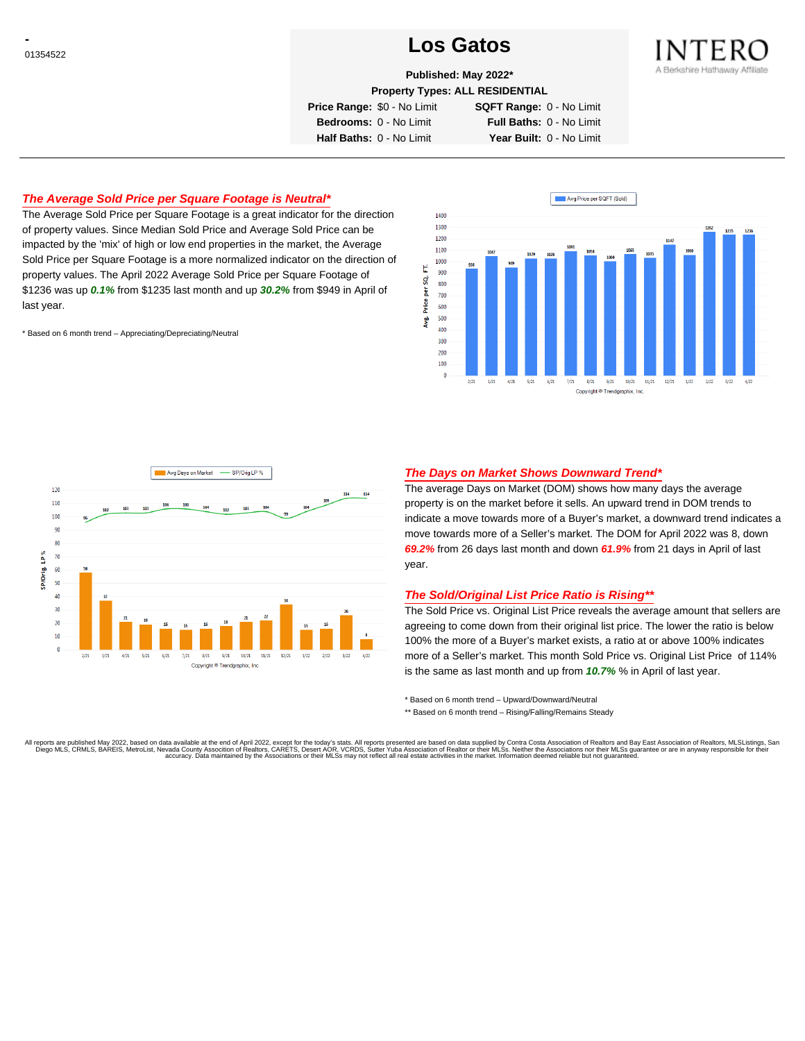-
01354522

# Los Gatos

INTERO
A Berkshire Hathaway Affiliate

**Published: May 2022***

**Property Types: ALL RESIDENTIAL**

| | | | |
|---|---|---|---|
| **Price Range:** | $0 - No Limit | **SQFT Range:** | 0 - No Limit |
| **Bedrooms:** | 0 - No Limit | **Full Baths:** | 0 - No Limit |
| **Half Baths:** | 0 - No Limit | **Year Built:** | 0 - No Limit |

---

## *The Average Sold Price per Square Footage is Neutral**

The Average Sold Price per Square Footage is a great indicator for the direction of property values. Since Median Sold Price and Average Sold Price can be impacted by the 'mix' of high or low end properties in the market, the Average Sold Price per Square Footage is a more normalized indicator on the direction of property values. The April 2022 Average Sold Price per Square Footage of $1236 was up ***0.1%*** from $1235 last month and up ***30.2%*** from $949 in April of last year.

\* Based on 6 month trend – Appreciating/Depreciating/Neutral

Avg Price per SQFT (Sold)

Avg. Price per SQ. FT.

0 100 200 300 400 500 600 700 800 900 1000 1100 1200 1300 1400

938 1047 949 1029 1026 1091 1054 1004 1065 1035 1147 1060 1262 1235 1236

2/21 3/21 4/21 5/21 6/21 7/21 8/21 9/21 10/21 11/21 12/21 1/22 2/22 3/22 4/22

Copyright ® Trendgraphix, Inc.

Avg Days on Market — SP/Orig LP %

SP/Orig. LP %

0 10 20 30 40 50 60 70 80 90 100 110 120

96 102 103 103 106 106 104 102 103 104 99 104 109 114 114

58 37 21 19 16 15 16 18 21 22 34 15 16 26 8

2/21 3/21 4/21 5/21 6/21 7/21 8/21 9/21 10/21 11/21 12/21 1/22 2/22 3/22 4/22

Copyright ® Trendgraphix, Inc.

## *The Days on Market Shows Downward Trend**

The average Days on Market (DOM) shows how many days the average property is on the market before it sells. An upward trend in DOM trends to indicate a move towards more of a Buyer's market, a downward trend indicates a move towards more of a Seller's market. The DOM for April 2022 was 8, down ***69.2%*** from 26 days last month and down ***61.9%*** from 21 days in April of last year.

## *The Sold/Original List Price Ratio is Rising***

The Sold Price vs. Original List Price reveals the average amount that sellers are agreeing to come down from their original list price. The lower the ratio is below 100% the more of a Buyer's market exists, a ratio at or above 100% indicates more of a Seller's market. This month Sold Price vs. Original List Price of 114% is the same as last month and up from ***10.7%*** % in April of last year.

\* Based on 6 month trend – Upward/Downward/Neutral

\*\* Based on 6 month trend – Rising/Falling/Remains Steady

All reports are published May 2022, based on data available at the end of April 2022, except for the today's stats. All reports presented are based on data supplied by Contra Costa Association of Realtors and Bay East Association of Realtors, MLSListings, San Diego MLS, CRMLS, BAREIS, MetroList, Nevada County Association of Realtors, CARETS, Desert AOR, VCRDS, Sutter Yuba Association of Realtor or their MLSs. Neither the Associations nor their MLSs guarantee or are in anyway responsible for their accuracy. Data maintained by the Associations or their MLSs may not reflect all real estate activities in the market. Information deemed reliable but not guaranteed.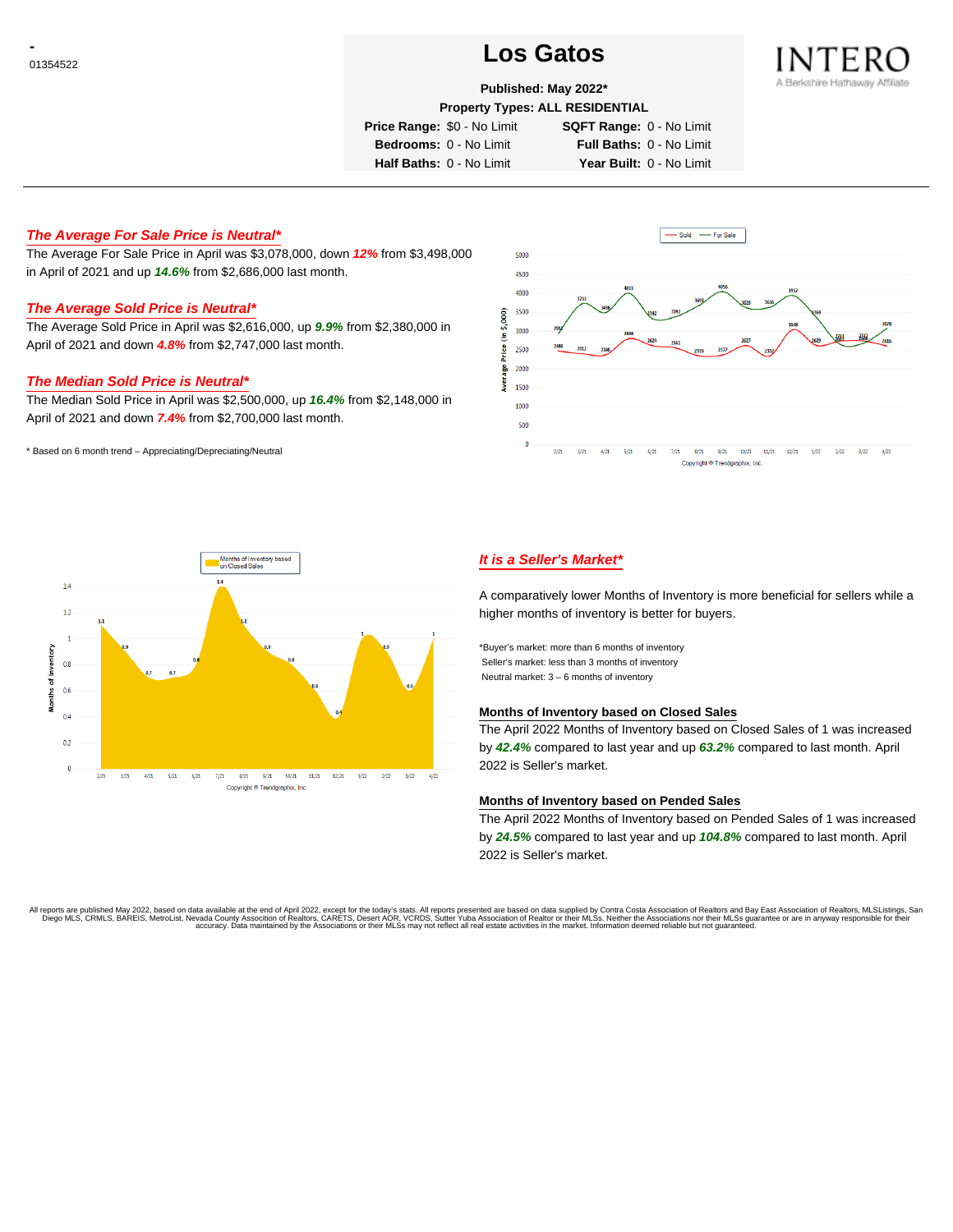-
01354522

# Los Gatos

INTERO
A Berkshire Hathaway Affiliate

**Published: May 2022***

**Property Types: ALL RESIDENTIAL**

**Price Range:** $0 - No Limit  **SQFT Range:** 0 - No Limit
**Bedrooms:** 0 - No Limit  **Full Baths:** 0 - No Limit
**Half Baths:** 0 - No Limit  **Year Built:** 0 - No Limit

---

## *The Average For Sale Price is Neutral**

The Average For Sale Price in April was $3,078,000, down ***12%*** from $3,498,000 in April of 2021 and up ***14.6%*** from $2,686,000 last month.

## *The Average Sold Price is Neutral**

The Average Sold Price in April was $2,616,000, up ***9.9%*** from $2,380,000 in April of 2021 and down ***4.8%*** from $2,747,000 last month.

## *The Median Sold Price is Neutral**

The Median Sold Price in April was $2,500,000, up ***16.4%*** from $2,148,000 in April of 2021 and down ***7.4%*** from $2,700,000 last month.

* Based on 6 month trend – Appreciating/Depreciating/Neutral

Sold
For Sale
Average Price (in $,000)
5000
4500
4000
3500
3000
2500
2000
1500
1000
500
0
2/21 3/21 4/21 5/21 6/21 7/21 8/21 9/21 10/21 11/21 12/21 1/22 2/22 3/22 4/22
2957 3733 3498 4033 3342 3392 3699 4050 3628 3636 3952 3369 3048 2480 2412 2380 2808 2624 2561 2355 2377 2627 2352 2629 2691 2686 2747 3078 2616
Copyright © Trendgraphix, Inc.

Months of Inventory based on Closed Sales
Months of Inventory
1.4
1.2
1
0.8
0.6
0.4
0.2
0
2/21 3/21 4/21 5/21 6/21 7/21 8/21 9/21 10/21 11/21 12/21 1/22 2/22 3/22 4/22
1.1 0.9 0.7 0.7 0.8 1.4 1.1 0.9 0.8 0.6 0.4 1 0.9 0.6 1
Copyright © Trendgraphix, Inc.

## *It is a Seller's Market**

A comparatively lower Months of Inventory is more beneficial for sellers while a higher months of inventory is better for buyers.

*Buyer's market: more than 6 months of inventory
Seller's market: less than 3 months of inventory
Neutral market: 3 – 6 months of inventory

### Months of Inventory based on Closed Sales

The April 2022 Months of Inventory based on Closed Sales of 1 was increased by ***42.4%*** compared to last year and up ***63.2%*** compared to last month. April 2022 is Seller's market.

### Months of Inventory based on Pended Sales

The April 2022 Months of Inventory based on Pended Sales of 1 was increased by ***24.5%*** compared to last year and up ***104.8%*** compared to last month. April 2022 is Seller's market.

All reports are published May 2022, based on data available at the end of April 2022, except for the today's stats. All reports presented are based on data supplied by Contra Costa Association of Realtors and Bay East Association of Realtors, MLSListings, San Diego MLS, CRMLS, BAREIS, MetroList, Nevada County Association of Realtors, CARETS, Desert AOR, VCRDS, Sutter Yuba Association of Realtor or their MLSs. Neither the Associations nor their MLSs guarantee or are in anyway responsible for their accuracy. Data maintained by the Associations or their MLSs may not reflect all real estate activities in the market. Information deemed reliable but not guaranteed.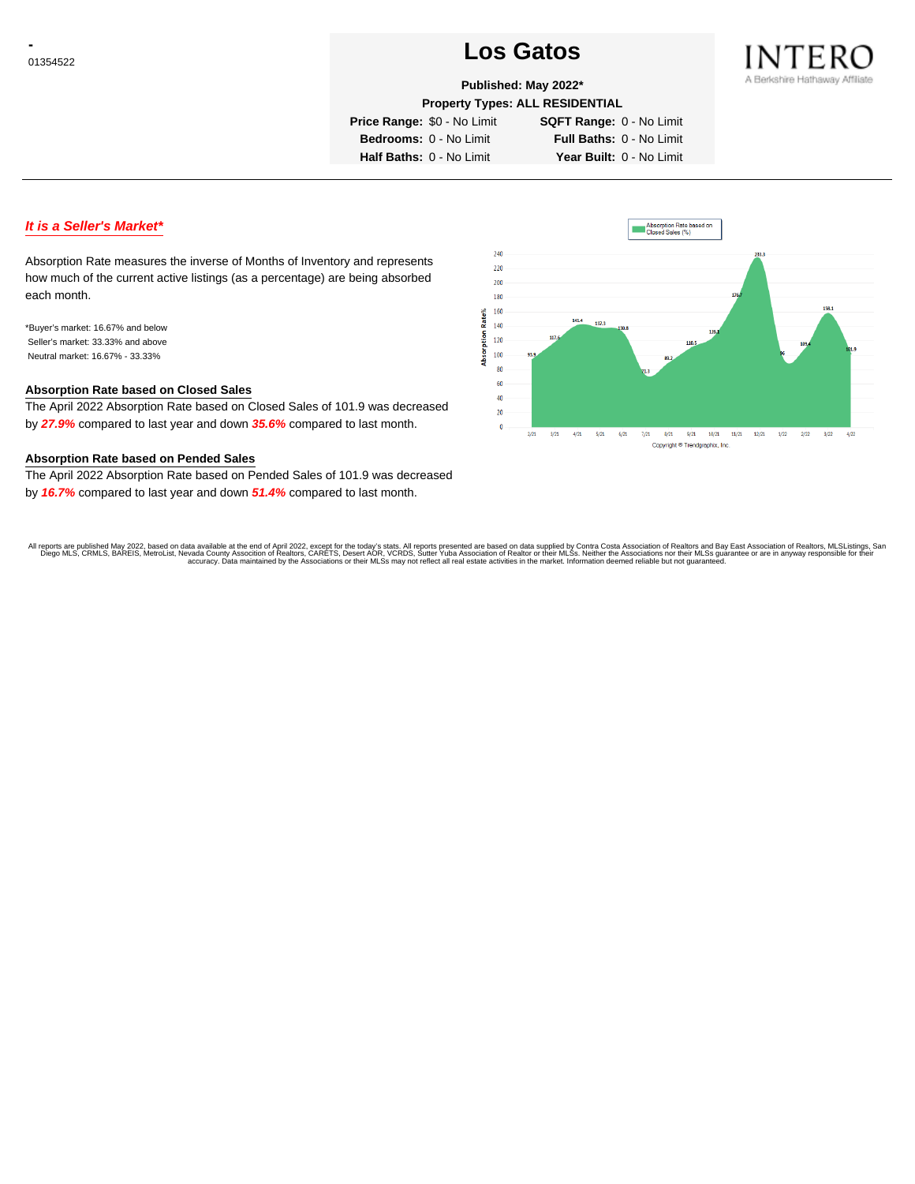\-
01354522

# Los Gatos

**Published: May 2022***

**Property Types: ALL RESIDENTIAL**

**Price Range:** $0 - No Limit **SQFT Range:** 0 - No Limit

**Bedrooms:** 0 - No Limit **Full Baths:** 0 - No Limit

**Half Baths:** 0 - No Limit **Year Built:** 0 - No Limit

INTERO
A Berkshire Hathaway Affiliate

***It is a Seller's Market****

Absorption Rate measures the inverse of Months of Inventory and represents how much of the current active listings (as a percentage) are being absorbed each month.

*Buyer's market: 16.67% and below
Seller's market: 33.33% and above
Neutral market: 16.67% - 33.33%

Absorption Rate based on Closed Sales (%)

240
220
200
180
160
140
120
100
80
60
40
20
0

Absorption Rate%

95.9
117.6
141.4
137.3
130.6
71.3
89.2
110.5
126.1
176.7
233.3
96
109.6
158.1
101.9

2/21 3/21 4/21 5/21 6/21 7/21 8/21 9/21 10/21 11/21 12/21 1/22 2/22 3/22 4/22

Copyright ® Trendgraphix, Inc.

**Absorption Rate based on Closed Sales**

The April 2022 Absorption Rate based on Closed Sales of 101.9 was decreased by ***27.9%*** compared to last year and down ***35.6%*** compared to last month.

**Absorption Rate based on Pended Sales**

The April 2022 Absorption Rate based on Pended Sales of 101.9 was decreased by ***16.7%*** compared to last year and down ***51.4%*** compared to last month.

All reports are published May 2022, based on data available at the end of April 2022, except for the today's stats. All reports presented are based on data supplied by Contra Costa Association of Realtors and Bay East Association of Realtors, MLSListings, San Diego MLS, CRMLS, BAREIS, MetroList, Nevada County Association of Realtors, CARETS, Desert AOR, VCRDS, Sutter Yuba Association of Realtor or their MLSs. Neither the Associations nor their MLSs guarantee or are in anyway responsible for their accuracy. Data maintained by the Associations or their MLSs may not reflect all real estate activities in the market. Information deemed reliable but not guaranteed.